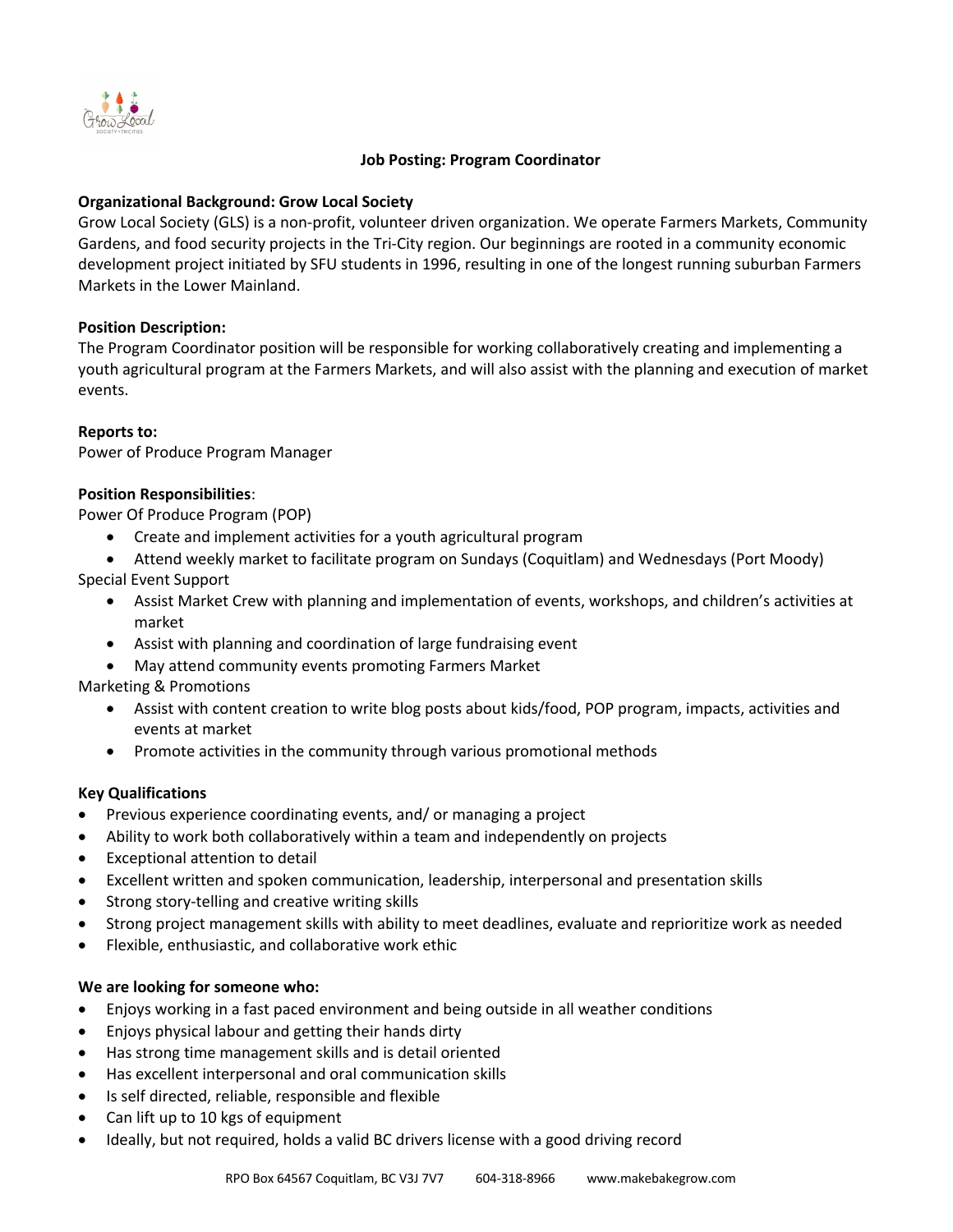# Job Posting: Program Coordinator

**Organizational Background: Grow Local Society**

Grow Local Society (GLS) is a non-profit, volunteer driven organization. We operate Farmers Markets, Community Gardens, and food security projects in the Tri-City region. Our beginnings are rooted in a community economic development project initiated by SFU students in 1996, resulting in one of the longest running suburban Farmers Markets in the Lower Mainland.

**Position Description:**

The Program Coordinator position will be responsible for working collaboratively creating and implementing a youth agricultural program at the Farmers Markets, and will also assist with the planning and execution of market events.

**Reports to:**

Power of Produce Program Manager

**Position Responsibilities**:

Power Of Produce Program (POP)

- Create and implement activities for a youth agricultural program
- Attend weekly market to facilitate program on Sundays (Coquitlam) and Wednesdays (Port Moody)

Special Event Support

- Assist Market Crew with planning and implementation of events, workshops, and children's activities at market
- Assist with planning and coordination of large fundraising event
- May attend community events promoting Farmers Market

Marketing & Promotions

- Assist with content creation to write blog posts about kids/food, POP program, impacts, activities and events at market
- Promote activities in the community through various promotional methods

**Key Qualifications**

- Previous experience coordinating events, and/ or managing a project
- Ability to work both collaboratively within a team and independently on projects
- Exceptional attention to detail
- Excellent written and spoken communication, leadership, interpersonal and presentation skills
- Strong story-telling and creative writing skills
- Strong project management skills with ability to meet deadlines, evaluate and reprioritize work as needed
- Flexible, enthusiastic, and collaborative work ethic

**We are looking for someone who:**

- Enjoys working in a fast paced environment and being outside in all weather conditions
- Enjoys physical labour and getting their hands dirty
- Has strong time management skills and is detail oriented
- Has excellent interpersonal and oral communication skills
- Is self directed, reliable, responsible and flexible
- Can lift up to 10 kgs of equipment
- Ideally, but not required, holds a valid BC drivers license with a good driving record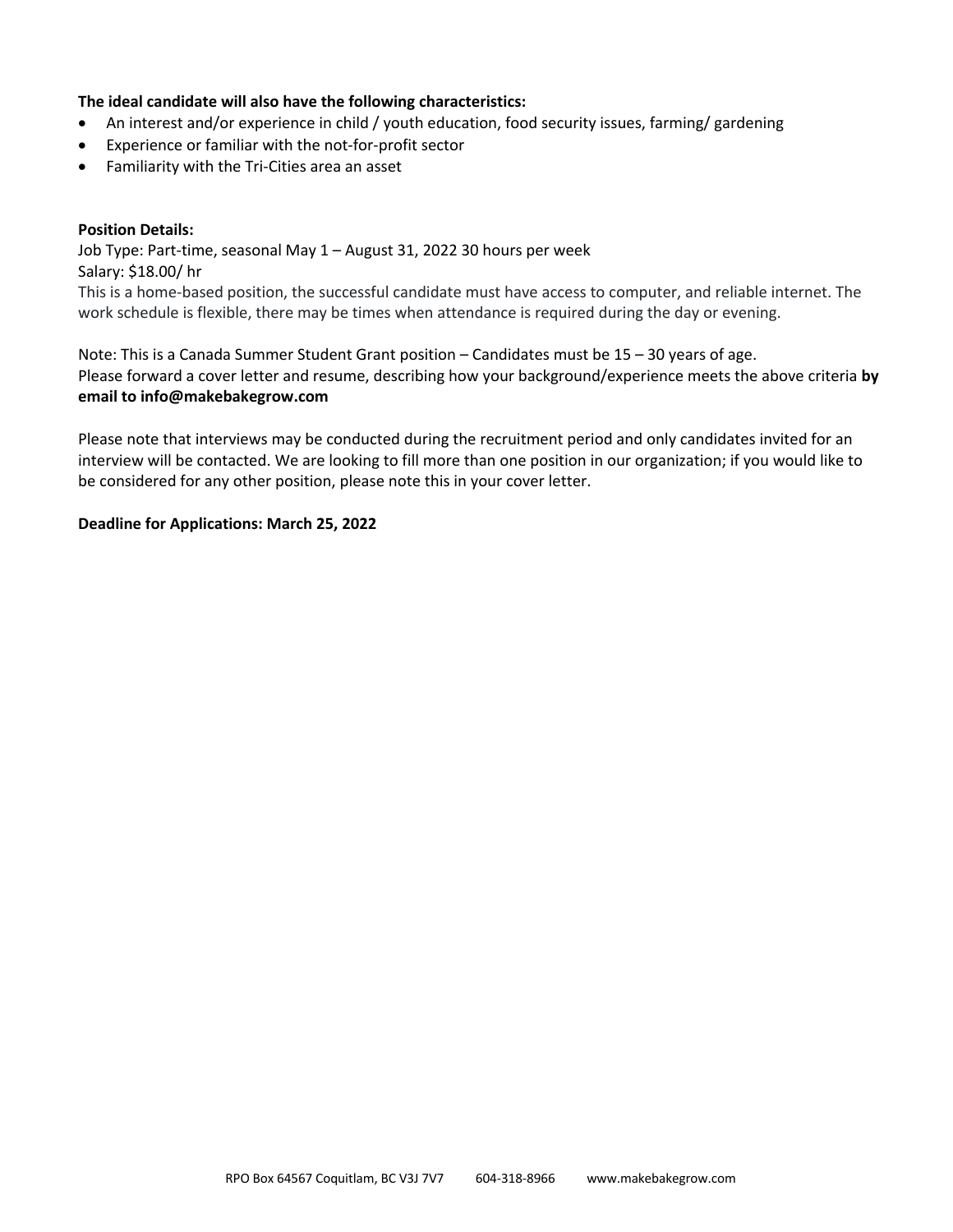**The ideal candidate will also have the following characteristics:**

- An interest and/or experience in child / youth education, food security issues, farming/ gardening
- Experience or familiar with the not-for-profit sector
- Familiarity with the Tri-Cities area an asset

**Position Details:**

Job Type: Part-time, seasonal May 1 – August 31, 2022 30 hours per week
Salary: $18.00/ hr
This is a home-based position, the successful candidate must have access to computer, and reliable internet. The work schedule is flexible, there may be times when attendance is required during the day or evening.

Note: This is a Canada Summer Student Grant position – Candidates must be 15 – 30 years of age.
Please forward a cover letter and resume, describing how your background/experience meets the above criteria **by email to info@makebakegrow.com**

Please note that interviews may be conducted during the recruitment period and only candidates invited for an interview will be contacted. We are looking to fill more than one position in our organization; if you would like to be considered for any other position, please note this in your cover letter.

**Deadline for Applications: March 25, 2022**